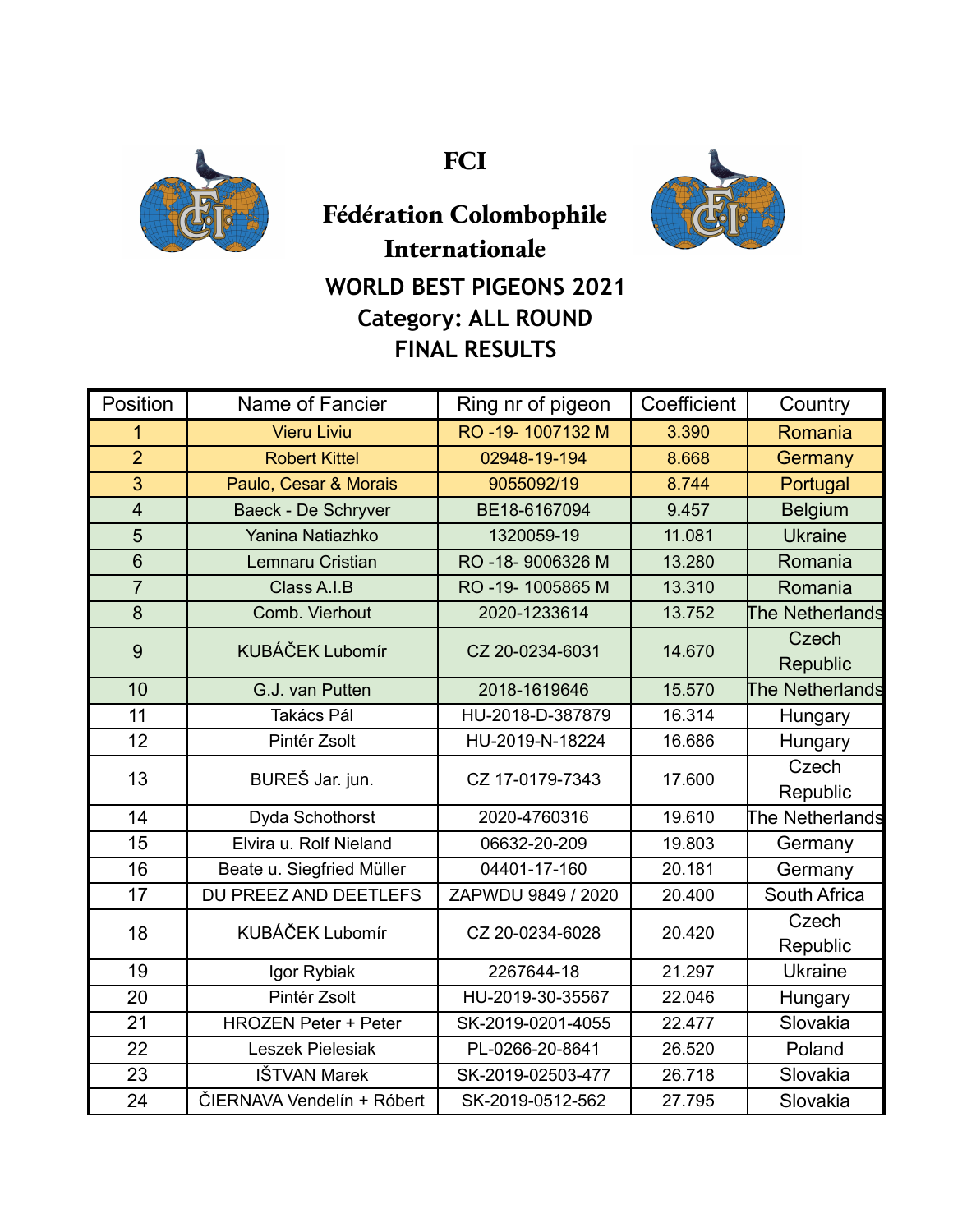# FCI

## Fédération Colombophile Internationale

### WORLD BEST PIGEONS 2021
### Category: ALL ROUND
### FINAL RESULTS

| Position | Name of Fancier | Ring nr of pigeon | Coefficient | Country |
|---|---|---|---|---|
| 1 | Vieru Liviu | RO -19- 1007132 M | 3.390 | Romania |
| 2 | Robert Kittel | 02948-19-194 | 8.668 | Germany |
| 3 | Paulo, Cesar & Morais | 9055092/19 | 8.744 | Portugal |
| 4 | Baeck - De Schryver | BE18-6167094 | 9.457 | Belgium |
| 5 | Yanina Natiazhko | 1320059-19 | 11.081 | Ukraine |
| 6 | Lemnaru Cristian | RO -18- 9006326 M | 13.280 | Romania |
| 7 | Class A.I.B | RO -19- 1005865 M | 13.310 | Romania |
| 8 | Comb. Vierhout | 2020-1233614 | 13.752 | The Netherlands |
| 9 | KUBÁČEK Lubomír | CZ 20-0234-6031 | 14.670 | Czech Republic |
| 10 | G.J. van Putten | 2018-1619646 | 15.570 | The Netherlands |
| 11 | Takács Pál | HU-2018-D-387879 | 16.314 | Hungary |
| 12 | Pintér Zsolt | HU-2019-N-18224 | 16.686 | Hungary |
| 13 | BUREŠ Jar. jun. | CZ 17-0179-7343 | 17.600 | Czech Republic |
| 14 | Dyda Schothorst | 2020-4760316 | 19.610 | The Netherlands |
| 15 | Elvira u. Rolf Nieland | 06632-20-209 | 19.803 | Germany |
| 16 | Beate u. Siegfried Müller | 04401-17-160 | 20.181 | Germany |
| 17 | DU PREEZ AND DEETLEFS | ZAPWDU 9849 / 2020 | 20.400 | South Africa |
| 18 | KUBÁČEK Lubomír | CZ 20-0234-6028 | 20.420 | Czech Republic |
| 19 | Igor Rybiak | 2267644-18 | 21.297 | Ukraine |
| 20 | Pintér Zsolt | HU-2019-30-35567 | 22.046 | Hungary |
| 21 | HROZEN Peter + Peter | SK-2019-0201-4055 | 22.477 | Slovakia |
| 22 | Leszek Pielesiak | PL-0266-20-8641 | 26.520 | Poland |
| 23 | IŠTVAN Marek | SK-2019-02503-477 | 26.718 | Slovakia |
| 24 | ČIERNAVA Vendelín + Róbert | SK-2019-0512-562 | 27.795 | Slovakia |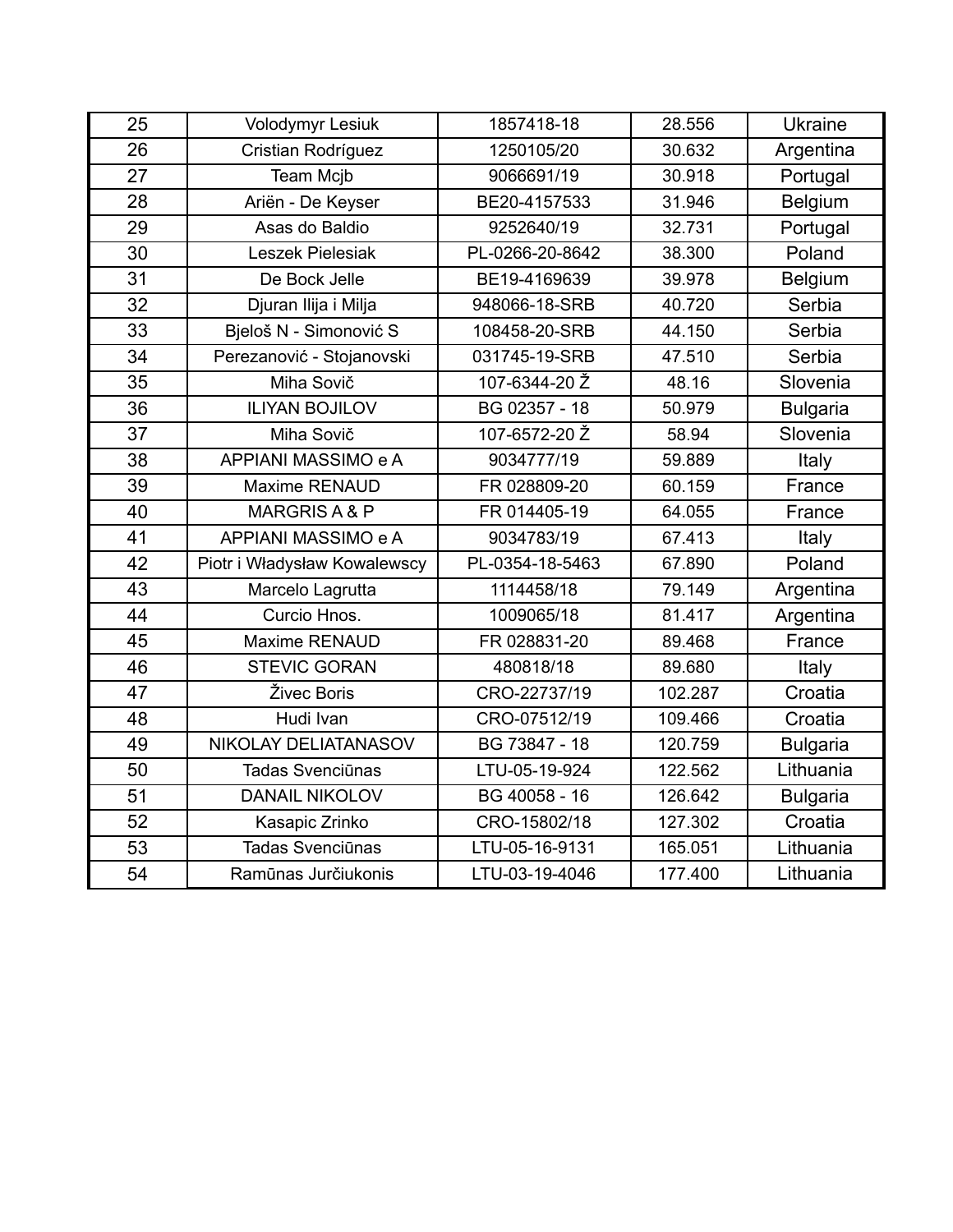| | | | | |
|---|---|---|---|---|
| 25 | Volodymyr Lesiuk | 1857418-18 | 28.556 | Ukraine |
| 26 | Cristian Rodríguez | 1250105/20 | 30.632 | Argentina |
| 27 | Team Mcjb | 9066691/19 | 30.918 | Portugal |
| 28 | Ariën - De Keyser | BE20-4157533 | 31.946 | Belgium |
| 29 | Asas do Baldio | 9252640/19 | 32.731 | Portugal |
| 30 | Leszek Pielesiak | PL-0266-20-8642 | 38.300 | Poland |
| 31 | De Bock Jelle | BE19-4169639 | 39.978 | Belgium |
| 32 | Djuran Ilija i Milja | 948066-18-SRB | 40.720 | Serbia |
| 33 | Bjeloš N - Simonović S | 108458-20-SRB | 44.150 | Serbia |
| 34 | Perezanović - Stojanovski | 031745-19-SRB | 47.510 | Serbia |
| 35 | Miha Sovič | 107-6344-20 Ž | 48.16 | Slovenia |
| 36 | ILIYAN BOJILOV | BG 02357 - 18 | 50.979 | Bulgaria |
| 37 | Miha Sovič | 107-6572-20 Ž | 58.94 | Slovenia |
| 38 | APPIANI MASSIMO e A | 9034777/19 | 59.889 | Italy |
| 39 | Maxime RENAUD | FR 028809-20 | 60.159 | France |
| 40 | MARGRIS A & P | FR 014405-19 | 64.055 | France |
| 41 | APPIANI MASSIMO e A | 9034783/19 | 67.413 | Italy |
| 42 | Piotr i Władysław Kowalewscy | PL-0354-18-5463 | 67.890 | Poland |
| 43 | Marcelo Lagrutta | 1114458/18 | 79.149 | Argentina |
| 44 | Curcio Hnos. | 1009065/18 | 81.417 | Argentina |
| 45 | Maxime RENAUD | FR 028831-20 | 89.468 | France |
| 46 | STEVIC GORAN | 480818/18 | 89.680 | Italy |
| 47 | Živec Boris | CRO-22737/19 | 102.287 | Croatia |
| 48 | Hudi Ivan | CRO-07512/19 | 109.466 | Croatia |
| 49 | NIKOLAY DELIATANASOV | BG 73847 - 18 | 120.759 | Bulgaria |
| 50 | Tadas Svenciūnas | LTU-05-19-924 | 122.562 | Lithuania |
| 51 | DANAIL NIKOLOV | BG 40058 - 16 | 126.642 | Bulgaria |
| 52 | Kasapic Zrinko | CRO-15802/18 | 127.302 | Croatia |
| 53 | Tadas Svenciūnas | LTU-05-16-9131 | 165.051 | Lithuania |
| 54 | Ramūnas Jurčiukonis | LTU-03-19-4046 | 177.400 | Lithuania |